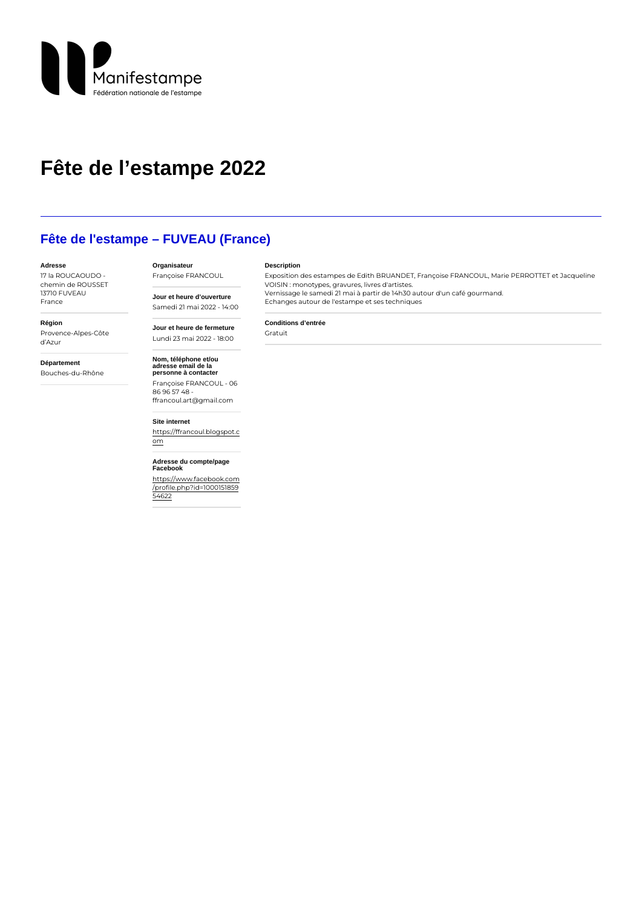Manifestampe

Fédération nationale de l'estampe

# Fête de l'estampe 2022

## Fête de l'estampe – FUVEAU (France)

**Adresse**

17 la ROUCAOUDO - chemin de ROUSSET
13710 FUVEAU
France

**Région**

Provence-Alpes-Côte d'Azur

**Département**

Bouches-du-Rhône

**Organisateur**

Françoise FRANCOUL

**Jour et heure d'ouverture**

Samedi 21 mai 2022 - 14:00

**Jour et heure de fermeture**

Lundi 23 mai 2022 - 18:00

**Nom, téléphone et/ou adresse email de la personne à contacter**

Françoise FRANCOUL - 06 86 96 57 48 - ffrancoul.art@gmail.com

**Site internet**

https://ffrancoul.blogspot.com

**Adresse du compte/page Facebook**

https://www.facebook.com/profile.php?id=100015185954622

**Description**

Exposition des estampes de Edith BRUANDET, Françoise FRANCOUL, Marie PERROTTET et Jacqueline VOISIN : monotypes, gravures, livres d'artistes.
Vernissage le samedi 21 mai à partir de 14h30 autour d'un café gourmand.
Echanges autour de l'estampe et ses techniques

**Conditions d'entrée**

Gratuit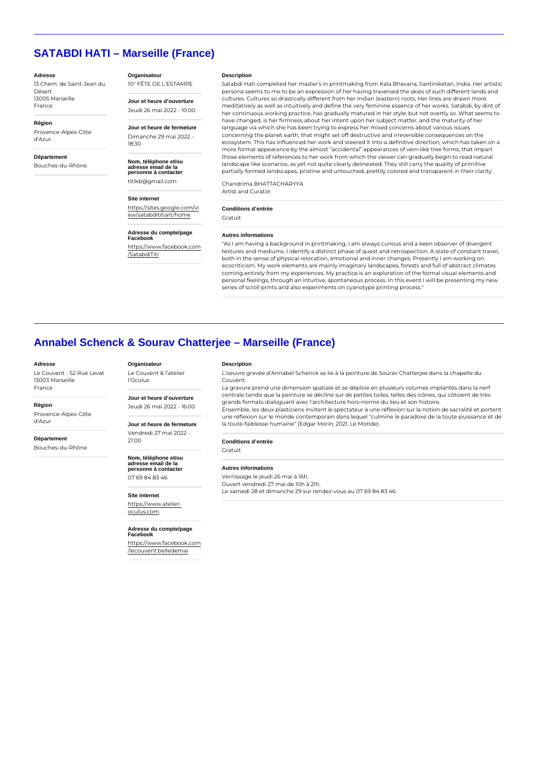## SATABDI HATI – Marseille (France)

**Adresse**

13 Chem. de Saint-Jean du Désert
13005 Marseille
France

**Région**

Provence-Alpes-Côte d'Azur

**Département**

Bouches-du-Rhône

**Organisateur**

10° FÊTE DE L'ESTAMPE

**Jour et heure d'ouverture**

Jeudi 26 mai 2022 - 10:00

**Jour et heure de fermeture**

Dimanche 29 mai 2022 - 18:30

**Nom, téléphone et/ou adresse email de la personne à contacter**

titikb@gmail.com

**Site internet**

https://sites.google.com/view/satabdititiart/home

**Adresse du compte/page Facebook**

https://www.facebook.com/SatabdiTiti

**Description**

Satabdi Hati completed her master's in printmaking from Kala Bhavana, Santiniketan, India. Her artistic persona seems to me to be an expression of her having traversed the skies of such different lands and cultures. Cultures so drastically different from her Indian (eastern) roots, Her lines are drawn more meditatively as well as intuitively and define the very feminine essence of her works. Satabdi, by dint of her continuous working practice, has gradually matured in her style; but not overtly so. What seems to have changed, is her firmness about her intent upon her subject matter, and the maturity of her language via which she has been trying to express her mixed concerns about various issues concerning the planet earth, that might set off destructive and irreversible consequences on the ecosystem. This has influenced her work and steered it into a definitive direction, which has taken on a more formal appearance by the almost "accidental" appearances of vein-like tree forms, that impart those elements of references to her work from which the viewer can gradually begin to read natural landscape like scenarios, as yet not quite clearly delineated. They still carry the quality of primitive partially formed landscapes, pristine and untouched, prettily colored and transparent in their clarity.

Chandrima BHATTACHARYYA
Artist and Curator.

**Conditions d'entrée**

Gratuit

**Autres informations**

"As I am having a background in printmaking, I am always curious and a keen observer of divergent textures and mediums. I identify a distinct phase of quest and retrospection: A state of constant travel, both in the sense of physical relocation, emotional and inner changes. Presently I am working on ecocriticism. My work elements are mainly imaginary landscapes, forests and full of abstract climates coming entirely from my experiences. My practice is an exploration of the formal visual elements and personal feelings, through an intuitive, spontaneous process. In this event I will be presenting my new series of scroll prints and also experiments on cyanotype printing process."

## Annabel Schenck & Sourav Chatterjee – Marseille (France)

**Adresse**

Le Couvent - 52 Rue Levat
13003 Marseille
France

**Région**

Provence-Alpes-Côte d'Azur

**Département**

Bouches-du-Rhône

**Organisateur**

Le Couvent & l'atelier l'Oculus

**Jour et heure d'ouverture**

Jeudi 26 mai 2022 - 16:00

**Jour et heure de fermeture**

Vendredi 27 mai 2022 - 21:00

**Nom, téléphone et/ou adresse email de la personne à contacter**

07 69 84 83 46

**Site internet**

https://www.atelier-oculus.com

**Adresse du compte/page Facebook**

https://www.facebook.com/lecouvent.belledemai

**Description**

L'oeuvre gravée d'Annabel Schenck se lie à la peinture de Sourav Chatterjee dans la chapelle du Couvent.
La gravure prend une dimension spatiale et se déploie en plusieurs volumes implantés dans la nerf centrale tandis que la peinture se décline sur de petites toiles, telles des icônes, qui côtoient de très grands formats dialoguant avec l'architecture hors-norme du lieu et son histoire.
Ensemble, les deux plasticiens invitent le spectateur à une réflexion sur la notion de sacralité et portent une réflexion sur le monde contemporain dans lequel "culmine le paradoxe de la toute-puissance et de la toute-faiblesse humaine" (Edgar Morin, 2021. Le Monde).

**Conditions d'entrée**

Gratuit

**Autres informations**

Vernissage le jeudi 26 mai à 16h.
Ouvert vendredi 27 mai de 10h à 21h.
Le samedi 28 et dimanche 29 sur rendez-vous au 07 69 84 83 46.